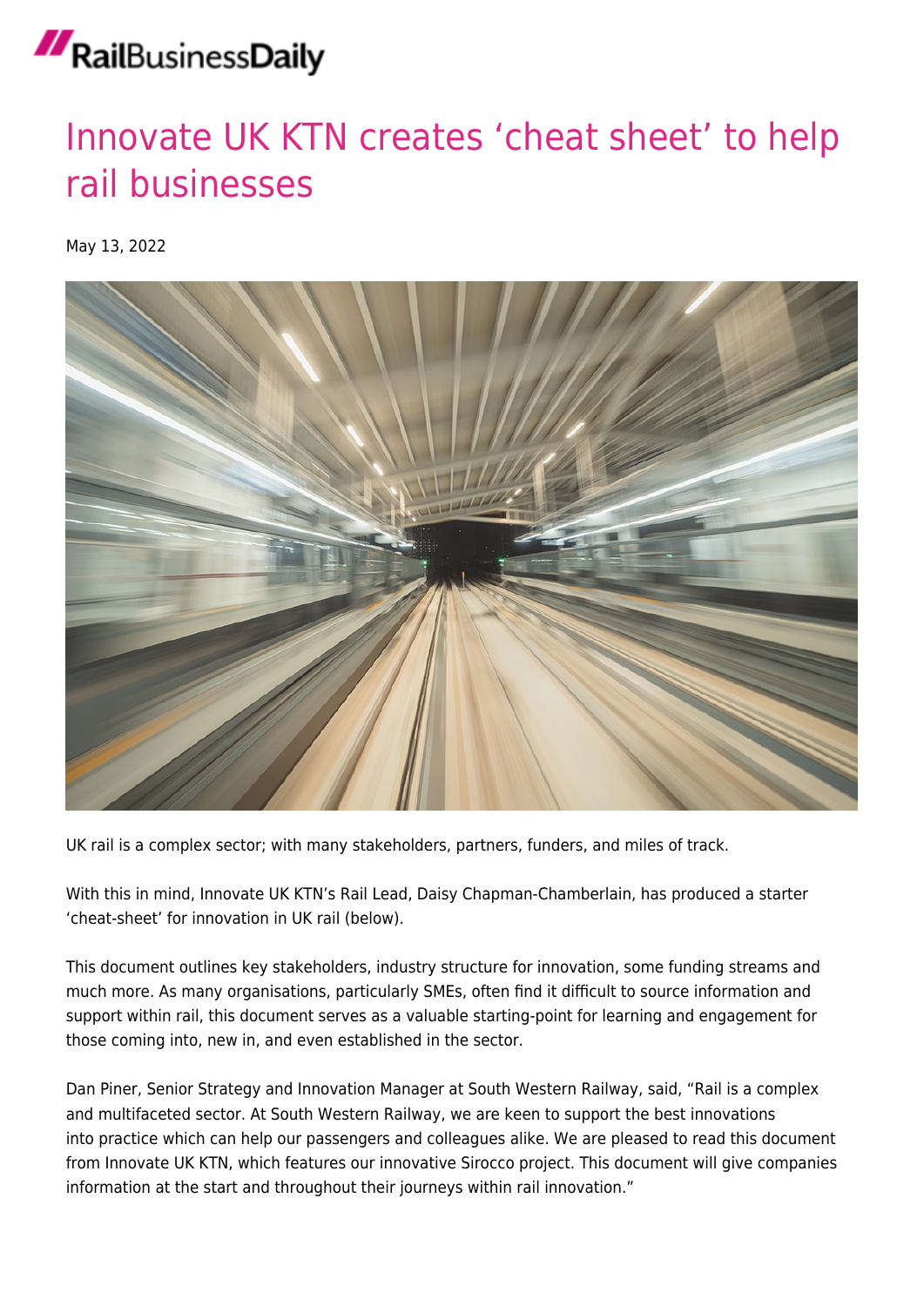# Innovate UK KTN creates 'cheat sheet' to help rail businesses

May 13, 2022

UK rail is a complex sector; with many stakeholders, partners, funders, and miles of track.

With this in mind, Innovate UK KTN's Rail Lead, Daisy Chapman-Chamberlain, has produced a starter 'cheat-sheet' for innovation in UK rail (below).

This document outlines key stakeholders, industry structure for innovation, some funding streams and much more. As many organisations, particularly SMEs, often find it difficult to source information and support within rail, this document serves as a valuable starting-point for learning and engagement for those coming into, new in, and even established in the sector.

Dan Piner, Senior Strategy and Innovation Manager at South Western Railway, said, "Rail is a complex and multifaceted sector. At South Western Railway, we are keen to support the best innovations into practice which can help our passengers and colleagues alike. We are pleased to read this document from Innovate UK KTN, which features our innovative Sirocco project. This document will give companies information at the start and throughout their journeys within rail innovation."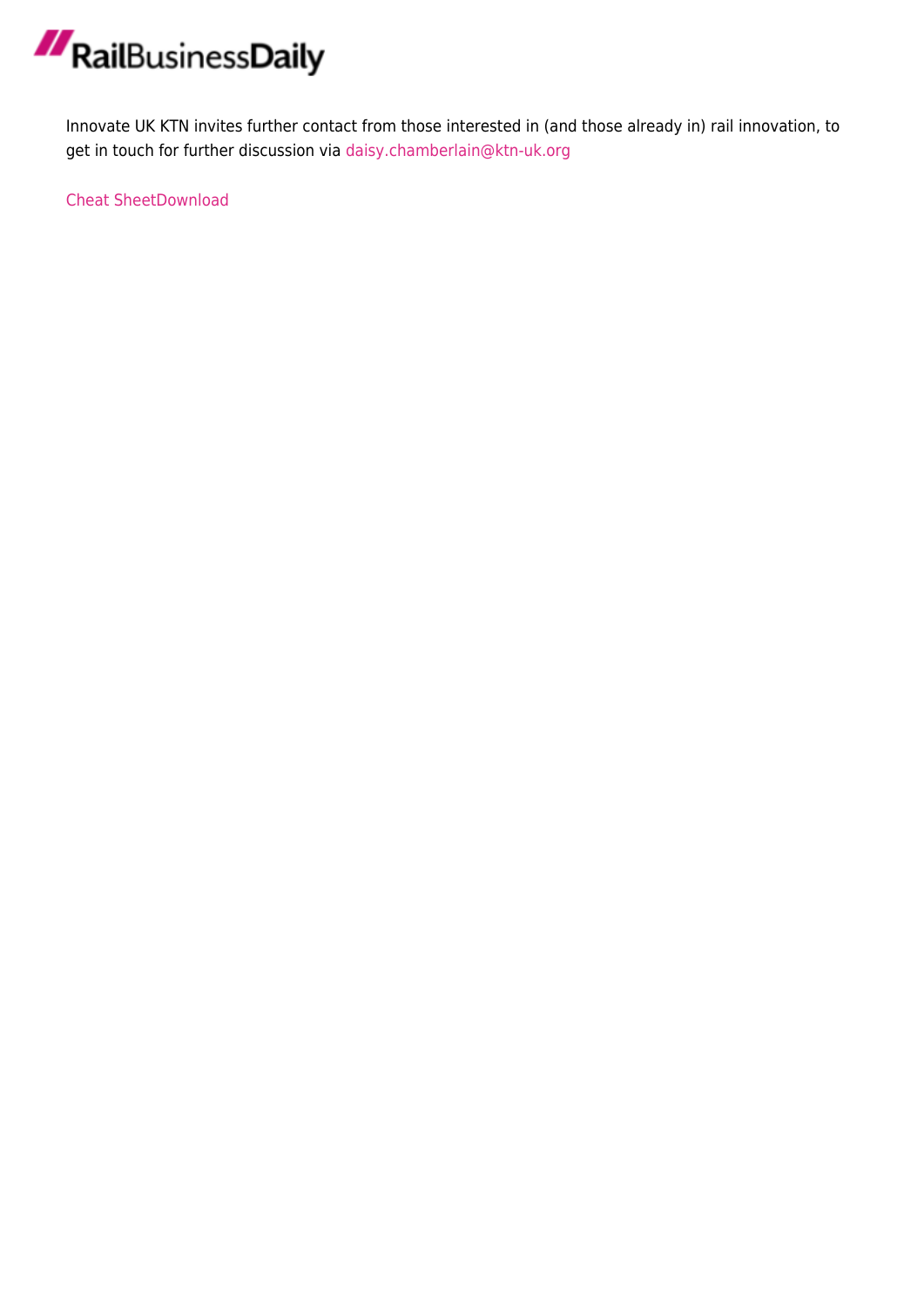Innovate UK KTN invites further contact from those interested in (and those already in) rail innovation, to get in touch for further discussion via daisy.chamberlain@ktn-uk.org

Cheat SheetDownload